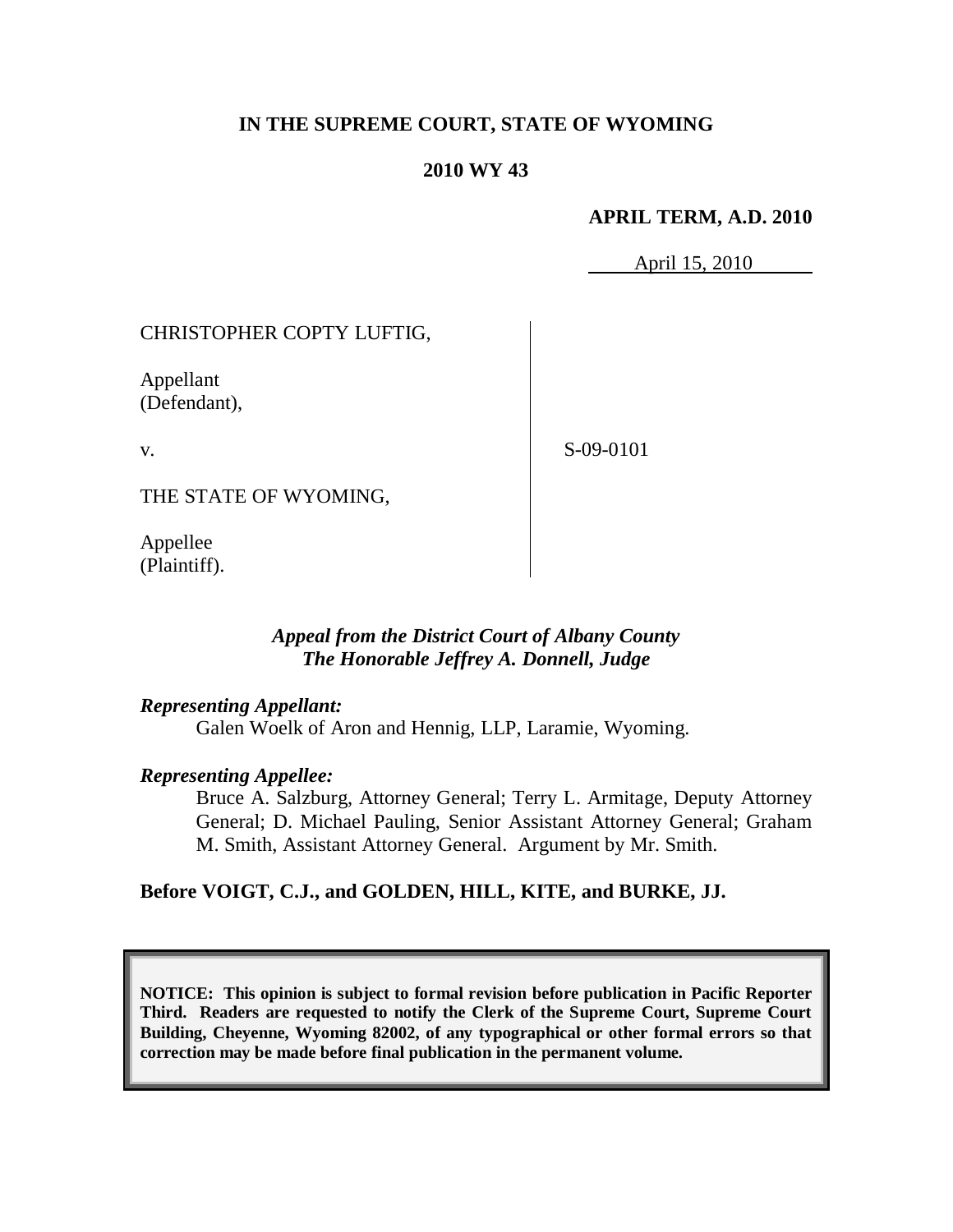**IN THE SUPREME COURT, STATE OF WYOMING**

**2010 WY 43**

**APRIL TERM, A.D. 2010**

April 15, 2010

CHRISTOPHER COPTY LUFTIG,

Appellant
(Defendant),

v.

S-09-0101

THE STATE OF WYOMING,

Appellee
(Plaintiff).

*Appeal from the District Court of Albany County*
*The Honorable Jeffrey A. Donnell, Judge*

***Representing Appellant:***

Galen Woelk of Aron and Hennig, LLP, Laramie, Wyoming.

***Representing Appellee:***

Bruce A. Salzburg, Attorney General; Terry L. Armitage, Deputy Attorney General; D. Michael Pauling, Senior Assistant Attorney General; Graham M. Smith, Assistant Attorney General. Argument by Mr. Smith.

**Before VOIGT, C.J., and GOLDEN, HILL, KITE, and BURKE, JJ.**

**NOTICE: This opinion is subject to formal revision before publication in Pacific Reporter Third. Readers are requested to notify the Clerk of the Supreme Court, Supreme Court Building, Cheyenne, Wyoming 82002, of any typographical or other formal errors so that correction may be made before final publication in the permanent volume.**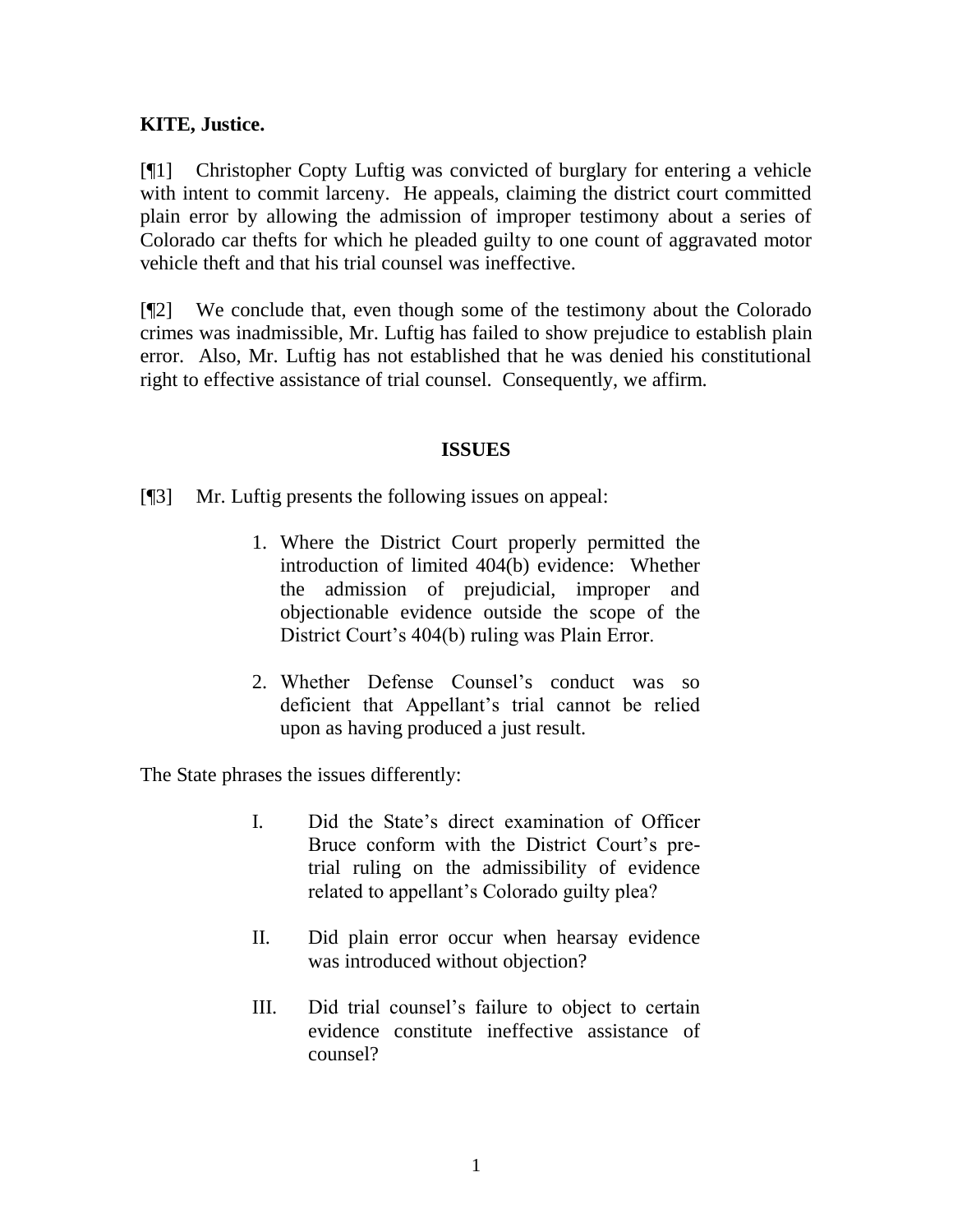**KITE, Justice.**

[¶1] Christopher Copty Luftig was convicted of burglary for entering a vehicle with intent to commit larceny. He appeals, claiming the district court committed plain error by allowing the admission of improper testimony about a series of Colorado car thefts for which he pleaded guilty to one count of aggravated motor vehicle theft and that his trial counsel was ineffective.

[¶2] We conclude that, even though some of the testimony about the Colorado crimes was inadmissible, Mr. Luftig has failed to show prejudice to establish plain error. Also, Mr. Luftig has not established that he was denied his constitutional right to effective assistance of trial counsel. Consequently, we affirm.

## ISSUES

[¶3] Mr. Luftig presents the following issues on appeal:

> 1. Where the District Court properly permitted the introduction of limited 404(b) evidence: Whether the admission of prejudicial, improper and objectionable evidence outside the scope of the District Court's 404(b) ruling was Plain Error.
>
> 2. Whether Defense Counsel's conduct was so deficient that Appellant's trial cannot be relied upon as having produced a just result.

The State phrases the issues differently:

> I. Did the State's direct examination of Officer Bruce conform with the District Court's pre-trial ruling on the admissibility of evidence related to appellant's Colorado guilty plea?
>
> II. Did plain error occur when hearsay evidence was introduced without objection?
>
> III. Did trial counsel's failure to object to certain evidence constitute ineffective assistance of counsel?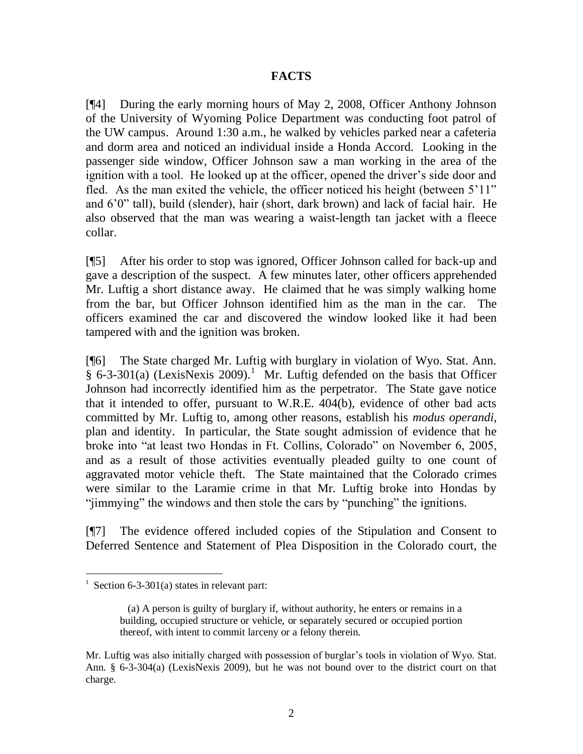## FACTS

[¶4] During the early morning hours of May 2, 2008, Officer Anthony Johnson of the University of Wyoming Police Department was conducting foot patrol of the UW campus. Around 1:30 a.m., he walked by vehicles parked near a cafeteria and dorm area and noticed an individual inside a Honda Accord. Looking in the passenger side window, Officer Johnson saw a man working in the area of the ignition with a tool. He looked up at the officer, opened the driver's side door and fled. As the man exited the vehicle, the officer noticed his height (between 5'11" and 6'0" tall), build (slender), hair (short, dark brown) and lack of facial hair. He also observed that the man was wearing a waist-length tan jacket with a fleece collar.

[¶5] After his order to stop was ignored, Officer Johnson called for back-up and gave a description of the suspect. A few minutes later, other officers apprehended Mr. Luftig a short distance away. He claimed that he was simply walking home from the bar, but Officer Johnson identified him as the man in the car. The officers examined the car and discovered the window looked like it had been tampered with and the ignition was broken.

[¶6] The State charged Mr. Luftig with burglary in violation of Wyo. Stat. Ann. § 6-3-301(a) (LexisNexis 2009).[1] Mr. Luftig defended on the basis that Officer Johnson had incorrectly identified him as the perpetrator. The State gave notice that it intended to offer, pursuant to W.R.E. 404(b), evidence of other bad acts committed by Mr. Luftig to, among other reasons, establish his *modus operandi*, plan and identity. In particular, the State sought admission of evidence that he broke into "at least two Hondas in Ft. Collins, Colorado" on November 6, 2005, and as a result of those activities eventually pleaded guilty to one count of aggravated motor vehicle theft. The State maintained that the Colorado crimes were similar to the Laramie crime in that Mr. Luftig broke into Hondas by "jimmying" the windows and then stole the cars by "punching" the ignitions.

[¶7] The evidence offered included copies of the Stipulation and Consent to Deferred Sentence and Statement of Plea Disposition in the Colorado court, the

---

[1] Section 6-3-301(a) states in relevant part:

> (a) A person is guilty of burglary if, without authority, he enters or remains in a building, occupied structure or vehicle, or separately secured or occupied portion thereof, with intent to commit larceny or a felony therein.

Mr. Luftig was also initially charged with possession of burglar's tools in violation of Wyo. Stat. Ann. § 6-3-304(a) (LexisNexis 2009), but he was not bound over to the district court on that charge.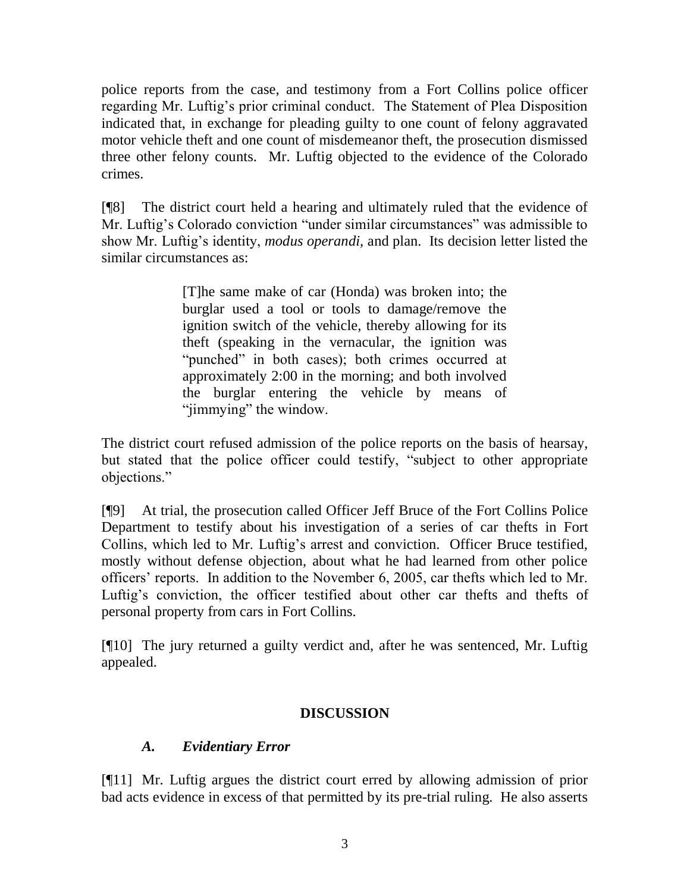police reports from the case, and testimony from a Fort Collins police officer regarding Mr. Luftig's prior criminal conduct. The Statement of Plea Disposition indicated that, in exchange for pleading guilty to one count of felony aggravated motor vehicle theft and one count of misdemeanor theft, the prosecution dismissed three other felony counts. Mr. Luftig objected to the evidence of the Colorado crimes.

[¶8] The district court held a hearing and ultimately ruled that the evidence of Mr. Luftig's Colorado conviction "under similar circumstances" was admissible to show Mr. Luftig's identity, *modus operandi,* and plan. Its decision letter listed the similar circumstances as:

> [T]he same make of car (Honda) was broken into; the burglar used a tool or tools to damage/remove the ignition switch of the vehicle, thereby allowing for its theft (speaking in the vernacular, the ignition was "punched" in both cases); both crimes occurred at approximately 2:00 in the morning; and both involved the burglar entering the vehicle by means of "jimmying" the window.

The district court refused admission of the police reports on the basis of hearsay, but stated that the police officer could testify, "subject to other appropriate objections."

[¶9] At trial, the prosecution called Officer Jeff Bruce of the Fort Collins Police Department to testify about his investigation of a series of car thefts in Fort Collins, which led to Mr. Luftig's arrest and conviction. Officer Bruce testified, mostly without defense objection, about what he had learned from other police officers' reports. In addition to the November 6, 2005, car thefts which led to Mr. Luftig's conviction, the officer testified about other car thefts and thefts of personal property from cars in Fort Collins.

[¶10] The jury returned a guilty verdict and, after he was sentenced, Mr. Luftig appealed.

## DISCUSSION

### *A. Evidentiary Error*

[¶11] Mr. Luftig argues the district court erred by allowing admission of prior bad acts evidence in excess of that permitted by its pre-trial ruling. He also asserts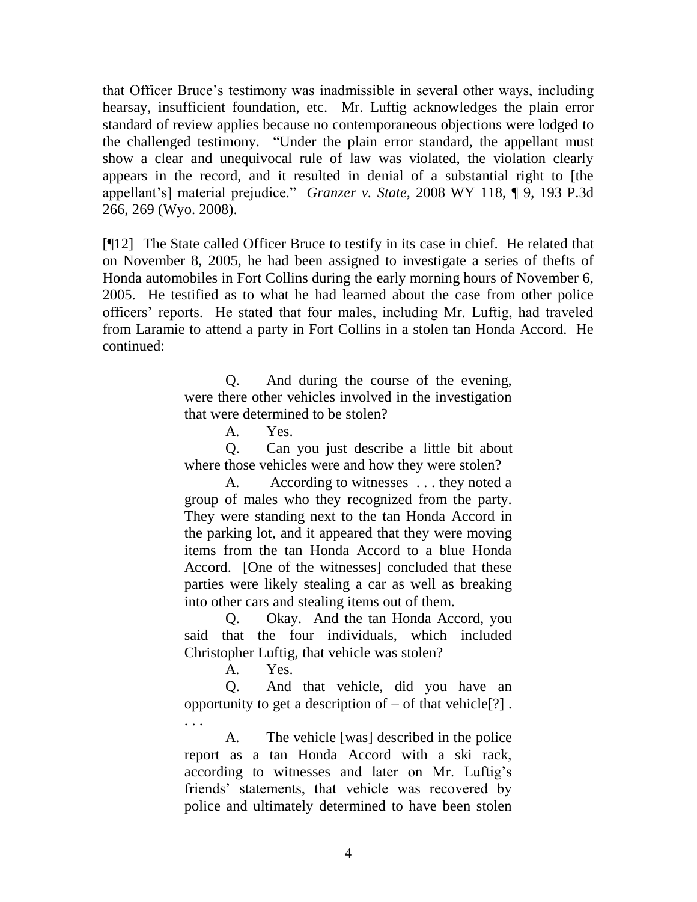that Officer Bruce's testimony was inadmissible in several other ways, including hearsay, insufficient foundation, etc. Mr. Luftig acknowledges the plain error standard of review applies because no contemporaneous objections were lodged to the challenged testimony. "Under the plain error standard, the appellant must show a clear and unequivocal rule of law was violated, the violation clearly appears in the record, and it resulted in denial of a substantial right to [the appellant's] material prejudice." *Granzer v. State,* 2008 WY 118, ¶ 9, 193 P.3d 266, 269 (Wyo. 2008).

[¶12] The State called Officer Bruce to testify in its case in chief. He related that on November 8, 2005, he had been assigned to investigate a series of thefts of Honda automobiles in Fort Collins during the early morning hours of November 6, 2005. He testified as to what he had learned about the case from other police officers' reports. He stated that four males, including Mr. Luftig, had traveled from Laramie to attend a party in Fort Collins in a stolen tan Honda Accord. He continued:

> Q. And during the course of the evening, were there other vehicles involved in the investigation that were determined to be stolen?
>
> A. Yes.
>
> Q. Can you just describe a little bit about where those vehicles were and how they were stolen?
>
> A. According to witnesses . . . they noted a group of males who they recognized from the party. They were standing next to the tan Honda Accord in the parking lot, and it appeared that they were moving items from the tan Honda Accord to a blue Honda Accord. [One of the witnesses] concluded that these parties were likely stealing a car as well as breaking into other cars and stealing items out of them.
>
> Q. Okay. And the tan Honda Accord, you said that the four individuals, which included Christopher Luftig, that vehicle was stolen?
>
> A. Yes.
>
> Q. And that vehicle, did you have an opportunity to get a description of – of that vehicle[?] . . . .
>
> A. The vehicle [was] described in the police report as a tan Honda Accord with a ski rack, according to witnesses and later on Mr. Luftig's friends' statements, that vehicle was recovered by police and ultimately determined to have been stolen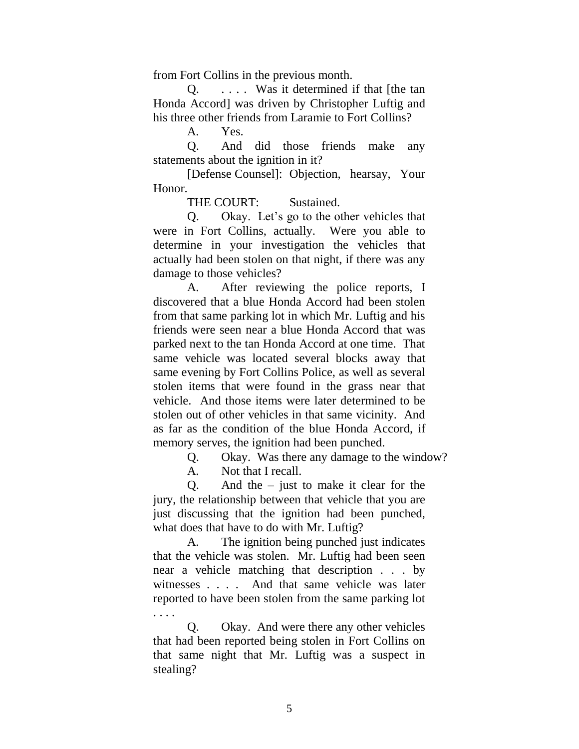from Fort Collins in the previous month.

Q. . . . . Was it determined if that [the tan Honda Accord] was driven by Christopher Luftig and his three other friends from Laramie to Fort Collins?

A. Yes.

Q. And did those friends make any statements about the ignition in it?

[Defense Counsel]: Objection, hearsay, Your Honor.

THE COURT: Sustained.

Q. Okay. Let's go to the other vehicles that were in Fort Collins, actually. Were you able to determine in your investigation the vehicles that actually had been stolen on that night, if there was any damage to those vehicles?

A. After reviewing the police reports, I discovered that a blue Honda Accord had been stolen from that same parking lot in which Mr. Luftig and his friends were seen near a blue Honda Accord that was parked next to the tan Honda Accord at one time. That same vehicle was located several blocks away that same evening by Fort Collins Police, as well as several stolen items that were found in the grass near that vehicle. And those items were later determined to be stolen out of other vehicles in that same vicinity. And as far as the condition of the blue Honda Accord, if memory serves, the ignition had been punched.

Q. Okay. Was there any damage to the window?

A. Not that I recall.

Q. And the – just to make it clear for the jury, the relationship between that vehicle that you are just discussing that the ignition had been punched, what does that have to do with Mr. Luftig?

A. The ignition being punched just indicates that the vehicle was stolen. Mr. Luftig had been seen near a vehicle matching that description . . . by witnesses . . . . And that same vehicle was later reported to have been stolen from the same parking lot . . . .

Q. Okay. And were there any other vehicles that had been reported being stolen in Fort Collins on that same night that Mr. Luftig was a suspect in stealing?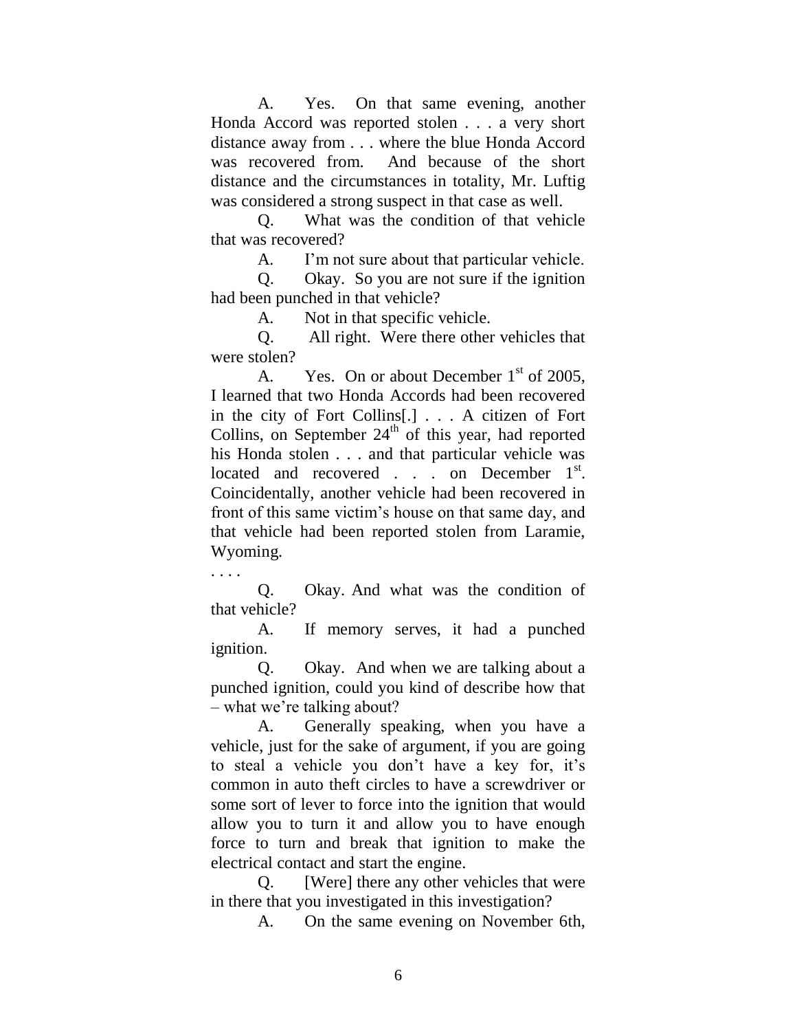A. Yes. On that same evening, another Honda Accord was reported stolen . . . a very short distance away from . . . where the blue Honda Accord was recovered from. And because of the short distance and the circumstances in totality, Mr. Luftig was considered a strong suspect in that case as well.

Q. What was the condition of that vehicle that was recovered?

A. I'm not sure about that particular vehicle.

Q. Okay. So you are not sure if the ignition had been punched in that vehicle?

A. Not in that specific vehicle.

Q. All right. Were there other vehicles that were stolen?

A. Yes. On or about December 1st of 2005, I learned that two Honda Accords had been recovered in the city of Fort Collins[.] . . . A citizen of Fort Collins, on September 24th of this year, had reported his Honda stolen . . . and that particular vehicle was located and recovered . . . on December 1st. Coincidentally, another vehicle had been recovered in front of this same victim's house on that same day, and that vehicle had been reported stolen from Laramie, Wyoming.

. . . .

Q. Okay. And what was the condition of that vehicle?

A. If memory serves, it had a punched ignition.

Q. Okay. And when we are talking about a punched ignition, could you kind of describe how that – what we're talking about?

A. Generally speaking, when you have a vehicle, just for the sake of argument, if you are going to steal a vehicle you don't have a key for, it's common in auto theft circles to have a screwdriver or some sort of lever to force into the ignition that would allow you to turn it and allow you to have enough force to turn and break that ignition to make the electrical contact and start the engine.

Q. [Were] there any other vehicles that were in there that you investigated in this investigation?

A. On the same evening on November 6th,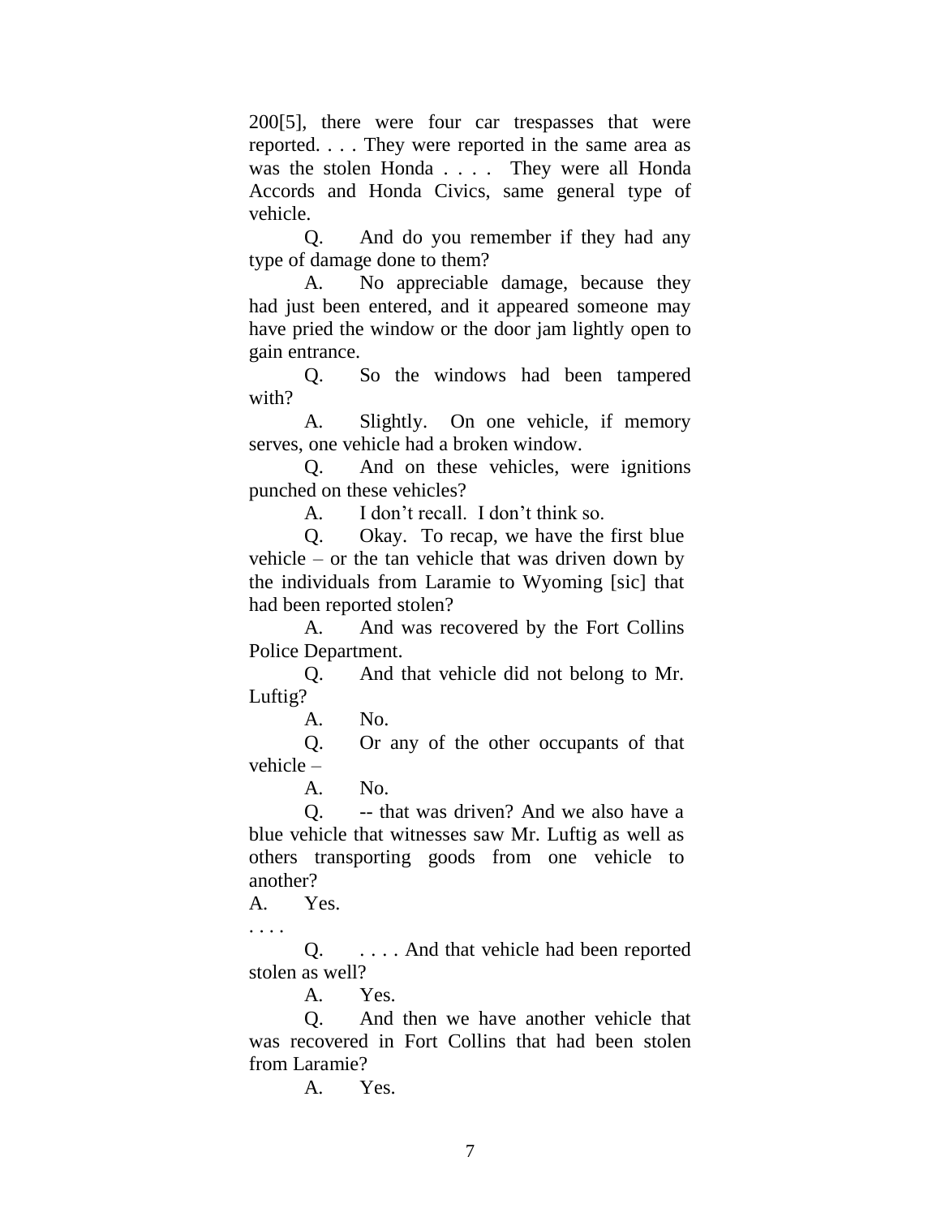200[5], there were four car trespasses that were reported. . . . They were reported in the same area as was the stolen Honda . . . . They were all Honda Accords and Honda Civics, same general type of vehicle.

Q. And do you remember if they had any type of damage done to them?

A. No appreciable damage, because they had just been entered, and it appeared someone may have pried the window or the door jam lightly open to gain entrance.

Q. So the windows had been tampered with?

A. Slightly. On one vehicle, if memory serves, one vehicle had a broken window.

Q. And on these vehicles, were ignitions punched on these vehicles?

A. I don't recall. I don't think so.

Q. Okay. To recap, we have the first blue vehicle – or the tan vehicle that was driven down by the individuals from Laramie to Wyoming [sic] that had been reported stolen?

A. And was recovered by the Fort Collins Police Department.

Q. And that vehicle did not belong to Mr. Luftig?

A. No.

Q. Or any of the other occupants of that vehicle –

A. No.

Q. -- that was driven? And we also have a blue vehicle that witnesses saw Mr. Luftig as well as others transporting goods from one vehicle to another?

A. Yes.

. . . .

Q. . . . . And that vehicle had been reported stolen as well?

A. Yes.

Q. And then we have another vehicle that was recovered in Fort Collins that had been stolen from Laramie?

A. Yes.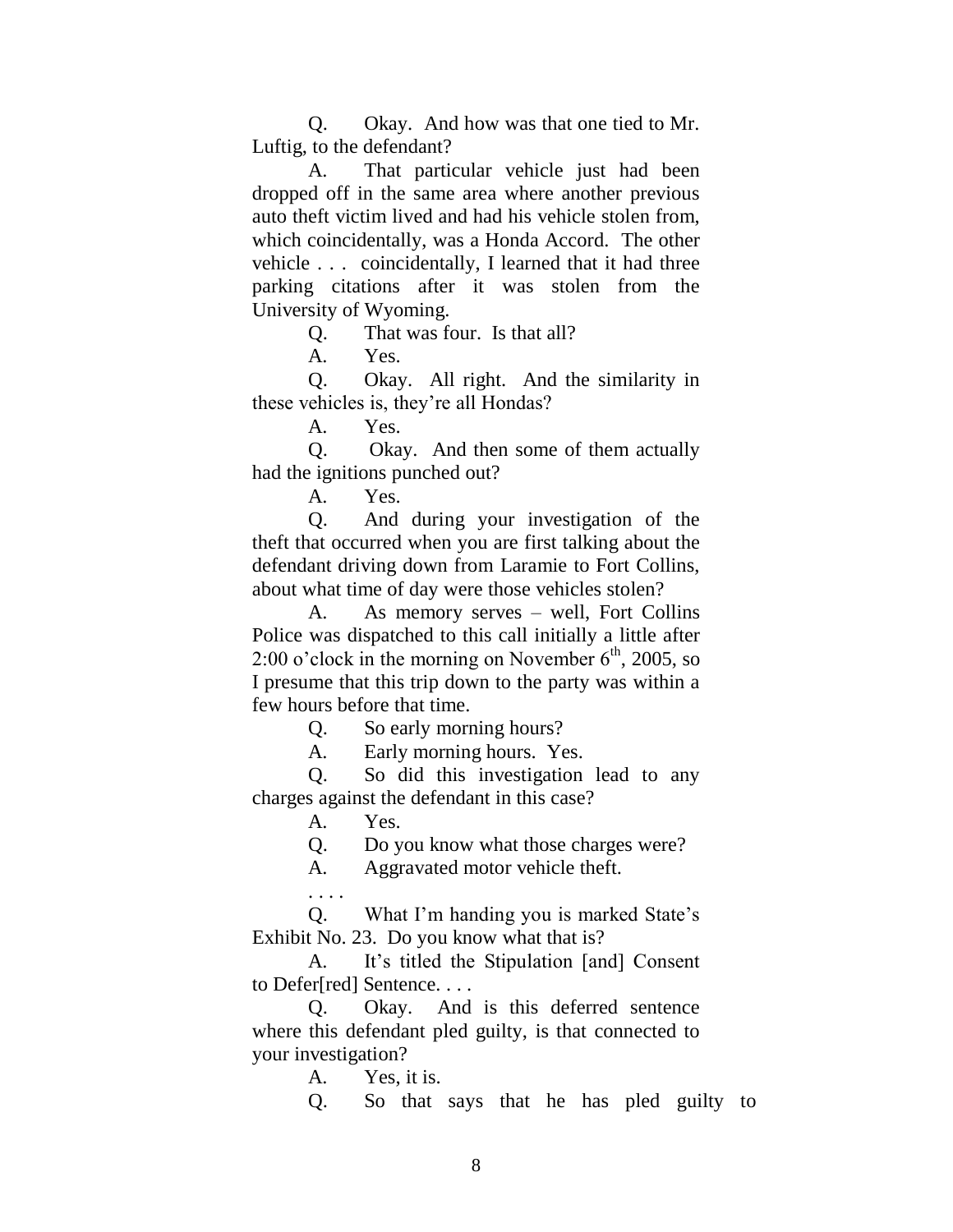Q. Okay. And how was that one tied to Mr. Luftig, to the defendant?

A. That particular vehicle just had been dropped off in the same area where another previous auto theft victim lived and had his vehicle stolen from, which coincidentally, was a Honda Accord. The other vehicle . . . coincidentally, I learned that it had three parking citations after it was stolen from the University of Wyoming.

Q. That was four. Is that all?

A. Yes.

Q. Okay. All right. And the similarity in these vehicles is, they're all Hondas?

A. Yes.

Q. Okay. And then some of them actually had the ignitions punched out?

A. Yes.

Q. And during your investigation of the theft that occurred when you are first talking about the defendant driving down from Laramie to Fort Collins, about what time of day were those vehicles stolen?

A. As memory serves – well, Fort Collins Police was dispatched to this call initially a little after 2:00 o'clock in the morning on November 6th, 2005, so I presume that this trip down to the party was within a few hours before that time.

Q. So early morning hours?

A. Early morning hours. Yes.

Q. So did this investigation lead to any charges against the defendant in this case?

A. Yes.

Q. Do you know what those charges were?

A. Aggravated motor vehicle theft.

. . . .

Q. What I'm handing you is marked State's Exhibit No. 23. Do you know what that is?

A. It's titled the Stipulation [and] Consent to Defer[red] Sentence. . . .

Q. Okay. And is this deferred sentence where this defendant pled guilty, is that connected to your investigation?

A. Yes, it is.

Q. So that says that he has pled guilty to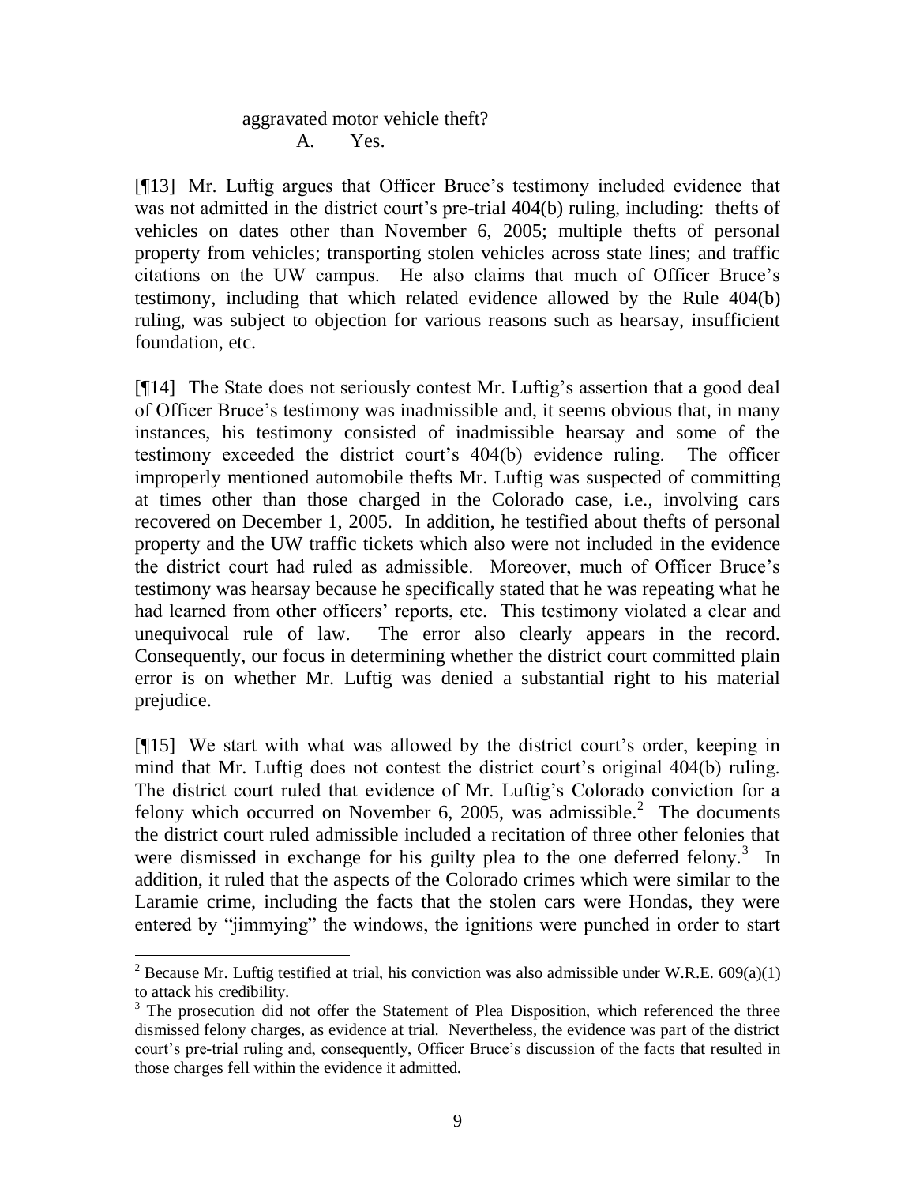aggravated motor vehicle theft?

A. Yes.

[¶13] Mr. Luftig argues that Officer Bruce's testimony included evidence that was not admitted in the district court's pre-trial 404(b) ruling, including: thefts of vehicles on dates other than November 6, 2005; multiple thefts of personal property from vehicles; transporting stolen vehicles across state lines; and traffic citations on the UW campus. He also claims that much of Officer Bruce's testimony, including that which related evidence allowed by the Rule 404(b) ruling, was subject to objection for various reasons such as hearsay, insufficient foundation, etc.

[¶14] The State does not seriously contest Mr. Luftig's assertion that a good deal of Officer Bruce's testimony was inadmissible and, it seems obvious that, in many instances, his testimony consisted of inadmissible hearsay and some of the testimony exceeded the district court's 404(b) evidence ruling. The officer improperly mentioned automobile thefts Mr. Luftig was suspected of committing at times other than those charged in the Colorado case, i.e., involving cars recovered on December 1, 2005. In addition, he testified about thefts of personal property and the UW traffic tickets which also were not included in the evidence the district court had ruled as admissible. Moreover, much of Officer Bruce's testimony was hearsay because he specifically stated that he was repeating what he had learned from other officers' reports, etc. This testimony violated a clear and unequivocal rule of law. The error also clearly appears in the record. Consequently, our focus in determining whether the district court committed plain error is on whether Mr. Luftig was denied a substantial right to his material prejudice.

[¶15] We start with what was allowed by the district court's order, keeping in mind that Mr. Luftig does not contest the district court's original 404(b) ruling. The district court ruled that evidence of Mr. Luftig's Colorado conviction for a felony which occurred on November 6, 2005, was admissible.[2] The documents the district court ruled admissible included a recitation of three other felonies that were dismissed in exchange for his guilty plea to the one deferred felony.[3] In addition, it ruled that the aspects of the Colorado crimes which were similar to the Laramie crime, including the facts that the stolen cars were Hondas, they were entered by "jimmying" the windows, the ignitions were punched in order to start

---

[2] Because Mr. Luftig testified at trial, his conviction was also admissible under W.R.E. 609(a)(1) to attack his credibility.

[3] The prosecution did not offer the Statement of Plea Disposition, which referenced the three dismissed felony charges, as evidence at trial. Nevertheless, the evidence was part of the district court's pre-trial ruling and, consequently, Officer Bruce's discussion of the facts that resulted in those charges fell within the evidence it admitted.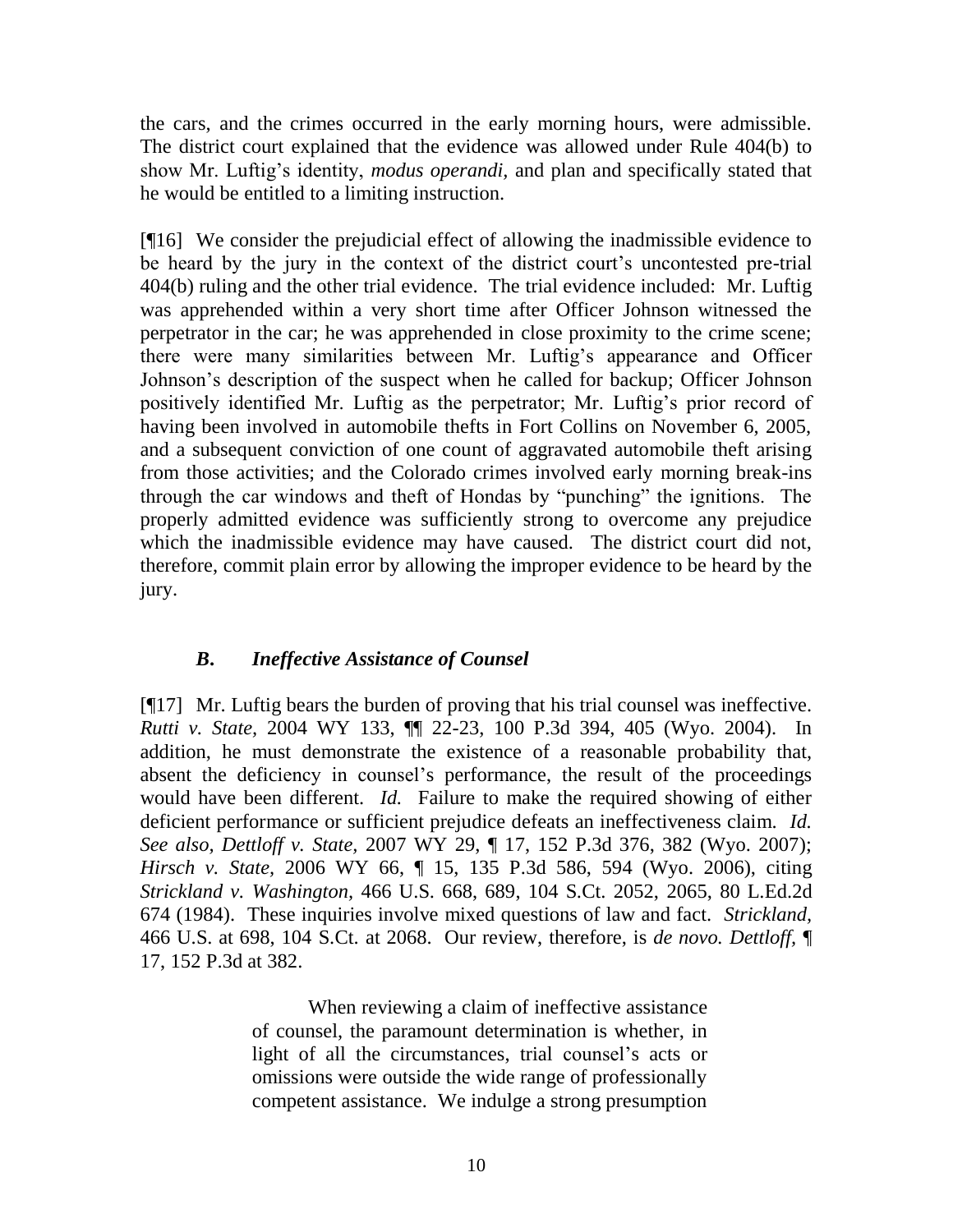the cars, and the crimes occurred in the early morning hours, were admissible. The district court explained that the evidence was allowed under Rule 404(b) to show Mr. Luftig's identity, *modus operandi,* and plan and specifically stated that he would be entitled to a limiting instruction.

[¶16] We consider the prejudicial effect of allowing the inadmissible evidence to be heard by the jury in the context of the district court's uncontested pre-trial 404(b) ruling and the other trial evidence. The trial evidence included: Mr. Luftig was apprehended within a very short time after Officer Johnson witnessed the perpetrator in the car; he was apprehended in close proximity to the crime scene; there were many similarities between Mr. Luftig's appearance and Officer Johnson's description of the suspect when he called for backup; Officer Johnson positively identified Mr. Luftig as the perpetrator; Mr. Luftig's prior record of having been involved in automobile thefts in Fort Collins on November 6, 2005, and a subsequent conviction of one count of aggravated automobile theft arising from those activities; and the Colorado crimes involved early morning break-ins through the car windows and theft of Hondas by "punching" the ignitions. The properly admitted evidence was sufficiently strong to overcome any prejudice which the inadmissible evidence may have caused. The district court did not, therefore, commit plain error by allowing the improper evidence to be heard by the jury.

### *B. Ineffective Assistance of Counsel*

[¶17] Mr. Luftig bears the burden of proving that his trial counsel was ineffective. *Rutti v. State*, 2004 WY 133, ¶¶ 22-23, 100 P.3d 394, 405 (Wyo. 2004). In addition, he must demonstrate the existence of a reasonable probability that, absent the deficiency in counsel's performance, the result of the proceedings would have been different. *Id.* Failure to make the required showing of either deficient performance or sufficient prejudice defeats an ineffectiveness claim. *Id. See also, Dettloff v. State*, 2007 WY 29, ¶ 17, 152 P.3d 376, 382 (Wyo. 2007); *Hirsch v. State*, 2006 WY 66, ¶ 15, 135 P.3d 586, 594 (Wyo. 2006), citing *Strickland v. Washington*, 466 U.S. 668, 689, 104 S.Ct. 2052, 2065, 80 L.Ed.2d 674 (1984). These inquiries involve mixed questions of law and fact. *Strickland*, 466 U.S. at 698, 104 S.Ct. at 2068. Our review, therefore, is *de novo. Dettloff*, ¶ 17, 152 P.3d at 382.

> When reviewing a claim of ineffective assistance of counsel, the paramount determination is whether, in light of all the circumstances, trial counsel's acts or omissions were outside the wide range of professionally competent assistance. We indulge a strong presumption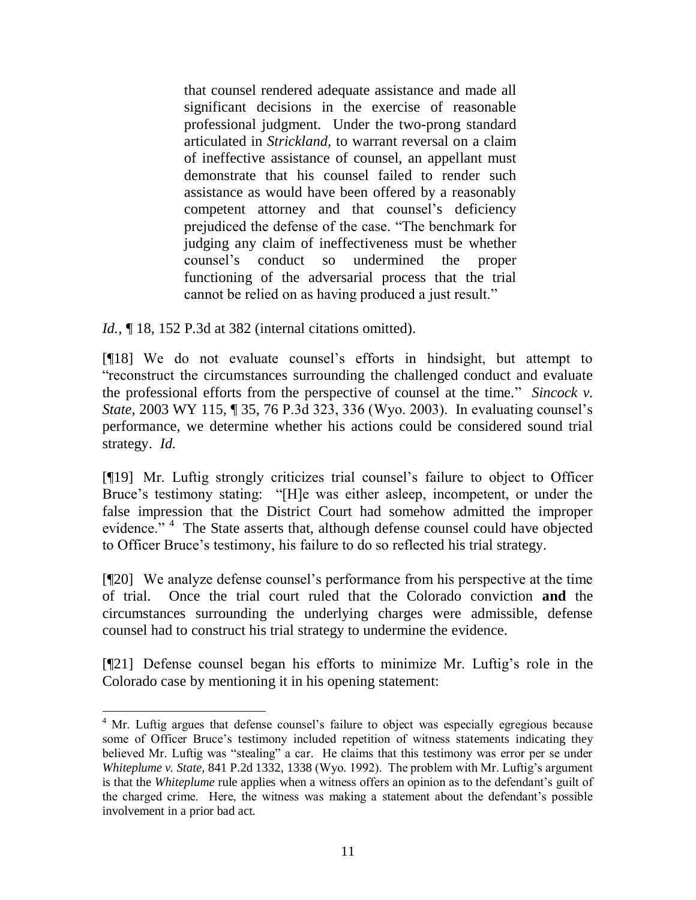> that counsel rendered adequate assistance and made all significant decisions in the exercise of reasonable professional judgment. Under the two-prong standard articulated in *Strickland*, to warrant reversal on a claim of ineffective assistance of counsel, an appellant must demonstrate that his counsel failed to render such assistance as would have been offered by a reasonably competent attorney and that counsel's deficiency prejudiced the defense of the case. "The benchmark for judging any claim of ineffectiveness must be whether counsel's conduct so undermined the proper functioning of the adversarial process that the trial cannot be relied on as having produced a just result."

*Id.*, ¶ 18, 152 P.3d at 382 (internal citations omitted).

[¶18] We do not evaluate counsel's efforts in hindsight, but attempt to "reconstruct the circumstances surrounding the challenged conduct and evaluate the professional efforts from the perspective of counsel at the time." *Sincock v. State*, 2003 WY 115, ¶ 35, 76 P.3d 323, 336 (Wyo. 2003). In evaluating counsel's performance, we determine whether his actions could be considered sound trial strategy. *Id.*

[¶19] Mr. Luftig strongly criticizes trial counsel's failure to object to Officer Bruce's testimony stating: "[H]e was either asleep, incompetent, or under the false impression that the District Court had somehow admitted the improper evidence." [4] The State asserts that, although defense counsel could have objected to Officer Bruce's testimony, his failure to do so reflected his trial strategy.

[¶20] We analyze defense counsel's performance from his perspective at the time of trial. Once the trial court ruled that the Colorado conviction **and** the circumstances surrounding the underlying charges were admissible, defense counsel had to construct his trial strategy to undermine the evidence.

[¶21] Defense counsel began his efforts to minimize Mr. Luftig's role in the Colorado case by mentioning it in his opening statement:

---

[4] Mr. Luftig argues that defense counsel's failure to object was especially egregious because some of Officer Bruce's testimony included repetition of witness statements indicating they believed Mr. Luftig was "stealing" a car. He claims that this testimony was error per se under *Whiteplume v. State*, 841 P.2d 1332, 1338 (Wyo. 1992). The problem with Mr. Luftig's argument is that the *Whiteplume* rule applies when a witness offers an opinion as to the defendant's guilt of the charged crime. Here, the witness was making a statement about the defendant's possible involvement in a prior bad act.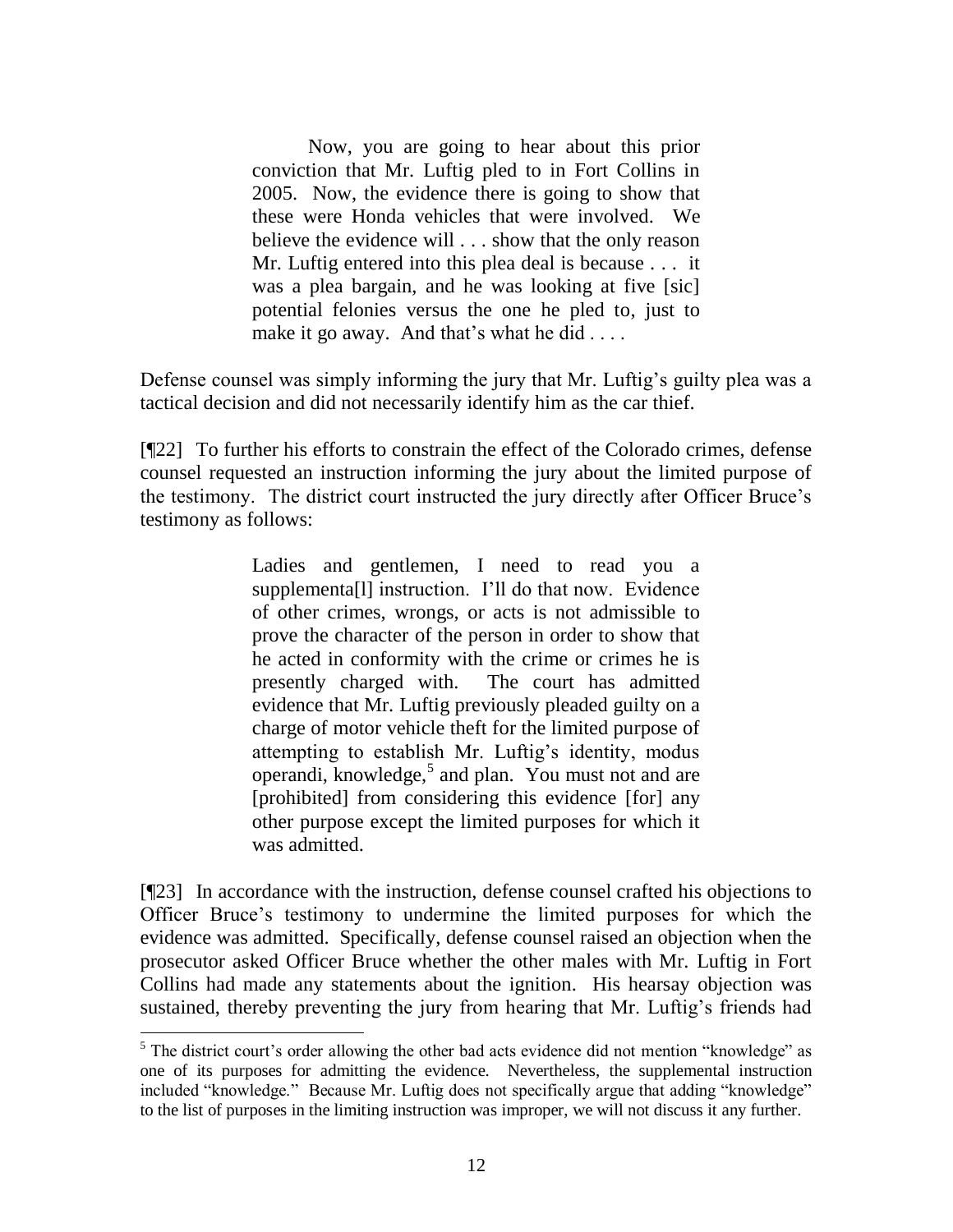> Now, you are going to hear about this prior conviction that Mr. Luftig pled to in Fort Collins in 2005. Now, the evidence there is going to show that these were Honda vehicles that were involved. We believe the evidence will . . . show that the only reason Mr. Luftig entered into this plea deal is because . . . it was a plea bargain, and he was looking at five [sic] potential felonies versus the one he pled to, just to make it go away. And that's what he did . . . .

Defense counsel was simply informing the jury that Mr. Luftig's guilty plea was a tactical decision and did not necessarily identify him as the car thief.

[¶22] To further his efforts to constrain the effect of the Colorado crimes, defense counsel requested an instruction informing the jury about the limited purpose of the testimony. The district court instructed the jury directly after Officer Bruce's testimony as follows:

> Ladies and gentlemen, I need to read you a supplementa[l] instruction. I'll do that now. Evidence of other crimes, wrongs, or acts is not admissible to prove the character of the person in order to show that he acted in conformity with the crime or crimes he is presently charged with. The court has admitted evidence that Mr. Luftig previously pleaded guilty on a charge of motor vehicle theft for the limited purpose of attempting to establish Mr. Luftig's identity, modus operandi, knowledge,[5] and plan. You must not and are [prohibited] from considering this evidence [for] any other purpose except the limited purposes for which it was admitted.

[¶23] In accordance with the instruction, defense counsel crafted his objections to Officer Bruce's testimony to undermine the limited purposes for which the evidence was admitted. Specifically, defense counsel raised an objection when the prosecutor asked Officer Bruce whether the other males with Mr. Luftig in Fort Collins had made any statements about the ignition. His hearsay objection was sustained, thereby preventing the jury from hearing that Mr. Luftig's friends had

[5] The district court's order allowing the other bad acts evidence did not mention "knowledge" as one of its purposes for admitting the evidence. Nevertheless, the supplemental instruction included "knowledge." Because Mr. Luftig does not specifically argue that adding "knowledge" to the list of purposes in the limiting instruction was improper, we will not discuss it any further.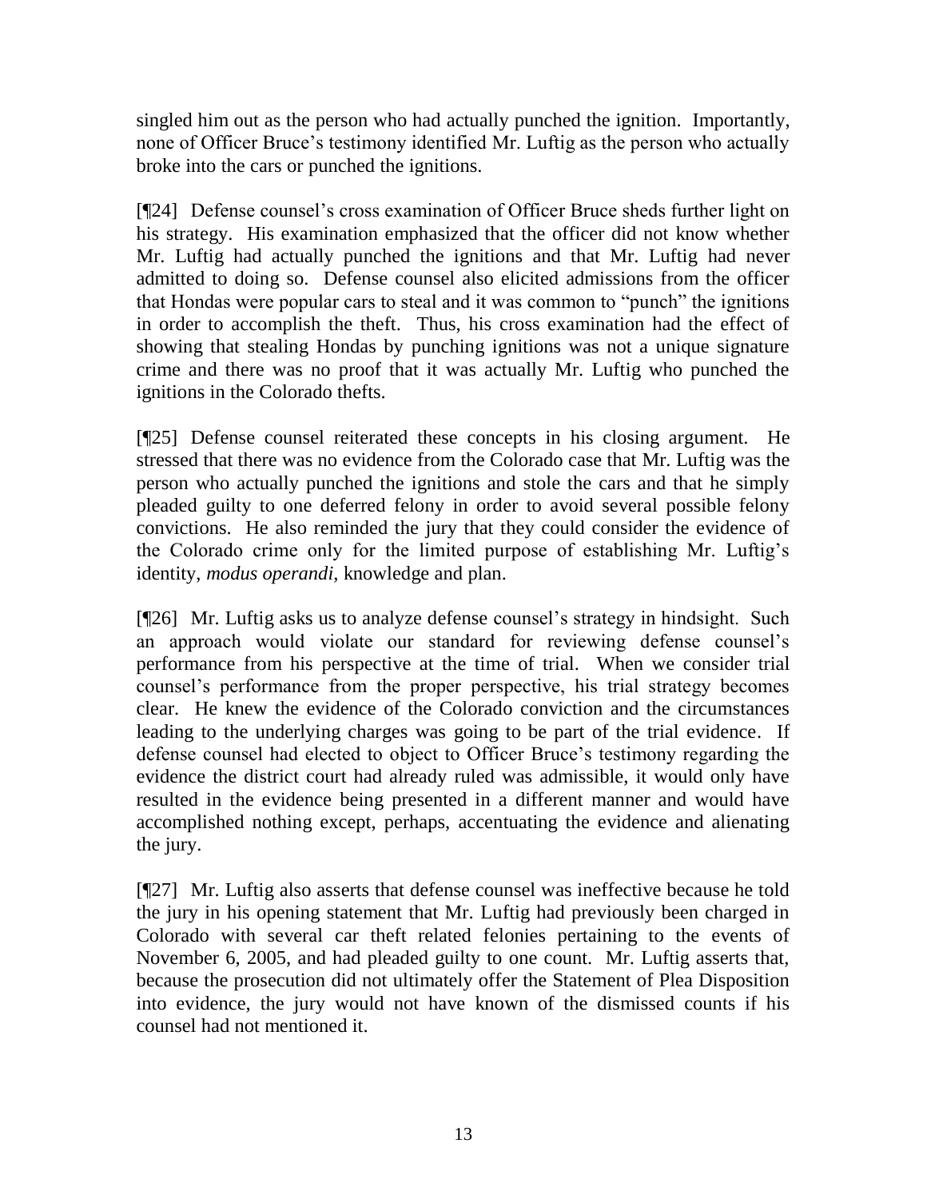singled him out as the person who had actually punched the ignition. Importantly, none of Officer Bruce's testimony identified Mr. Luftig as the person who actually broke into the cars or punched the ignitions.

[¶24] Defense counsel's cross examination of Officer Bruce sheds further light on his strategy. His examination emphasized that the officer did not know whether Mr. Luftig had actually punched the ignitions and that Mr. Luftig had never admitted to doing so. Defense counsel also elicited admissions from the officer that Hondas were popular cars to steal and it was common to "punch" the ignitions in order to accomplish the theft. Thus, his cross examination had the effect of showing that stealing Hondas by punching ignitions was not a unique signature crime and there was no proof that it was actually Mr. Luftig who punched the ignitions in the Colorado thefts.

[¶25] Defense counsel reiterated these concepts in his closing argument. He stressed that there was no evidence from the Colorado case that Mr. Luftig was the person who actually punched the ignitions and stole the cars and that he simply pleaded guilty to one deferred felony in order to avoid several possible felony convictions. He also reminded the jury that they could consider the evidence of the Colorado crime only for the limited purpose of establishing Mr. Luftig's identity, *modus operandi*, knowledge and plan.

[¶26] Mr. Luftig asks us to analyze defense counsel's strategy in hindsight. Such an approach would violate our standard for reviewing defense counsel's performance from his perspective at the time of trial. When we consider trial counsel's performance from the proper perspective, his trial strategy becomes clear. He knew the evidence of the Colorado conviction and the circumstances leading to the underlying charges was going to be part of the trial evidence. If defense counsel had elected to object to Officer Bruce's testimony regarding the evidence the district court had already ruled was admissible, it would only have resulted in the evidence being presented in a different manner and would have accomplished nothing except, perhaps, accentuating the evidence and alienating the jury.

[¶27] Mr. Luftig also asserts that defense counsel was ineffective because he told the jury in his opening statement that Mr. Luftig had previously been charged in Colorado with several car theft related felonies pertaining to the events of November 6, 2005, and had pleaded guilty to one count. Mr. Luftig asserts that, because the prosecution did not ultimately offer the Statement of Plea Disposition into evidence, the jury would not have known of the dismissed counts if his counsel had not mentioned it.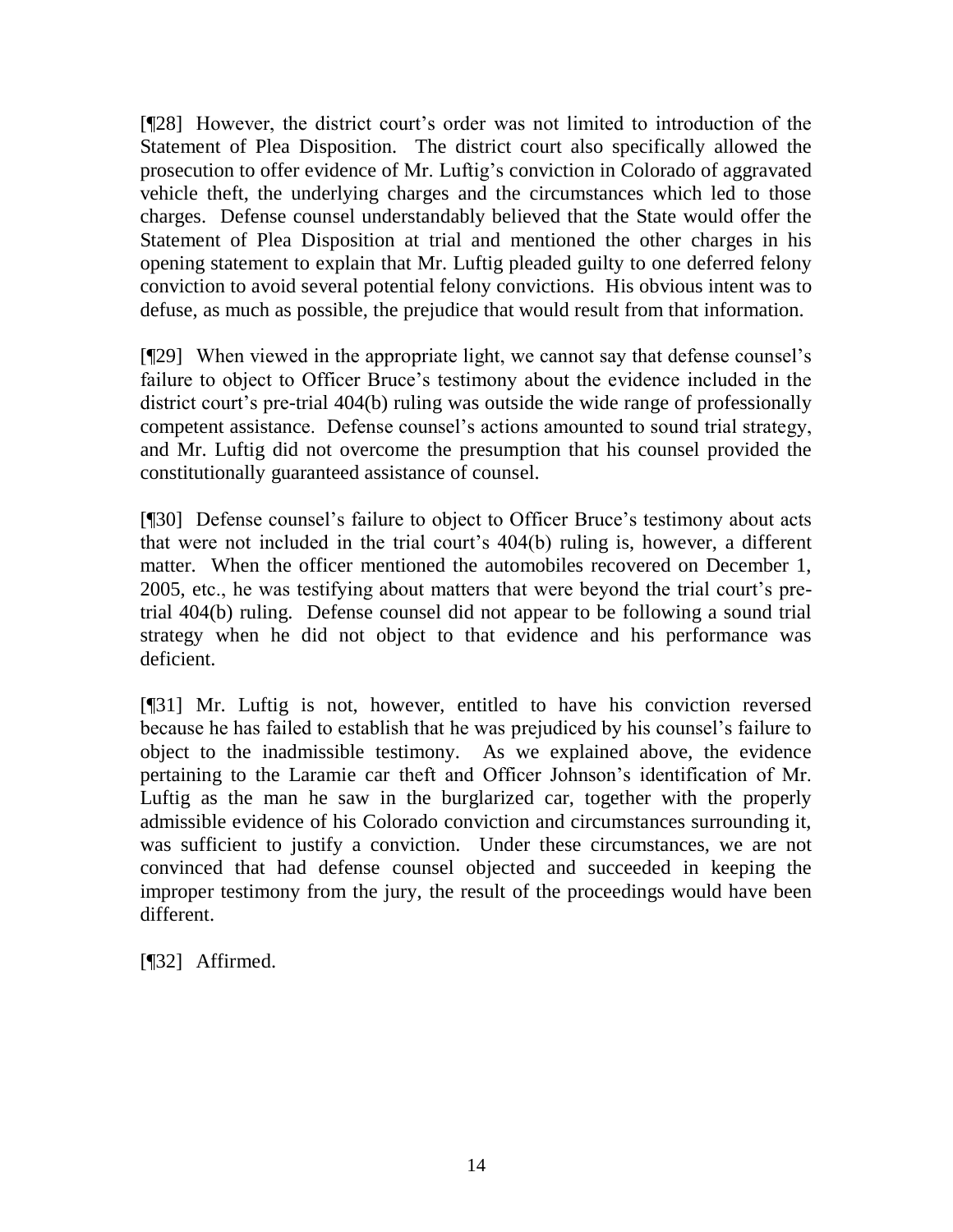[¶28] However, the district court's order was not limited to introduction of the Statement of Plea Disposition. The district court also specifically allowed the prosecution to offer evidence of Mr. Luftig's conviction in Colorado of aggravated vehicle theft, the underlying charges and the circumstances which led to those charges. Defense counsel understandably believed that the State would offer the Statement of Plea Disposition at trial and mentioned the other charges in his opening statement to explain that Mr. Luftig pleaded guilty to one deferred felony conviction to avoid several potential felony convictions. His obvious intent was to defuse, as much as possible, the prejudice that would result from that information.

[¶29] When viewed in the appropriate light, we cannot say that defense counsel's failure to object to Officer Bruce's testimony about the evidence included in the district court's pre-trial 404(b) ruling was outside the wide range of professionally competent assistance. Defense counsel's actions amounted to sound trial strategy, and Mr. Luftig did not overcome the presumption that his counsel provided the constitutionally guaranteed assistance of counsel.

[¶30] Defense counsel's failure to object to Officer Bruce's testimony about acts that were not included in the trial court's 404(b) ruling is, however, a different matter. When the officer mentioned the automobiles recovered on December 1, 2005, etc., he was testifying about matters that were beyond the trial court's pre-trial 404(b) ruling. Defense counsel did not appear to be following a sound trial strategy when he did not object to that evidence and his performance was deficient.

[¶31] Mr. Luftig is not, however, entitled to have his conviction reversed because he has failed to establish that he was prejudiced by his counsel's failure to object to the inadmissible testimony. As we explained above, the evidence pertaining to the Laramie car theft and Officer Johnson's identification of Mr. Luftig as the man he saw in the burglarized car, together with the properly admissible evidence of his Colorado conviction and circumstances surrounding it, was sufficient to justify a conviction. Under these circumstances, we are not convinced that had defense counsel objected and succeeded in keeping the improper testimony from the jury, the result of the proceedings would have been different.

[¶32] Affirmed.